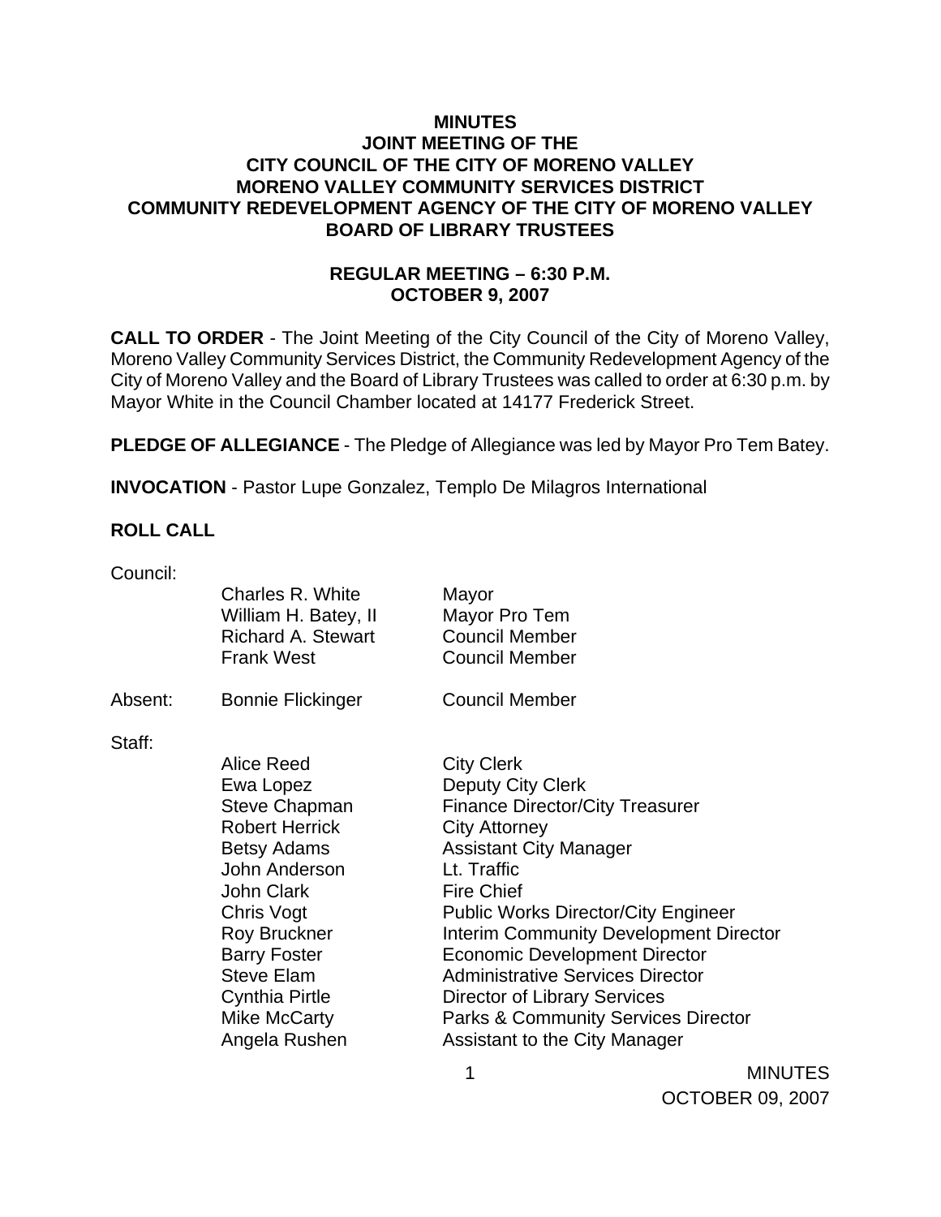# MINUTES
# JOINT MEETING OF THE
# CITY COUNCIL OF THE CITY OF MORENO VALLEY
# MORENO VALLEY COMMUNITY SERVICES DISTRICT
# COMMUNITY REDEVELOPMENT AGENCY OF THE CITY OF MORENO VALLEY
# BOARD OF LIBRARY TRUSTEES

## REGULAR MEETING – 6:30 P.M.
## OCTOBER 9, 2007

**CALL TO ORDER** - The Joint Meeting of the City Council of the City of Moreno Valley, Moreno Valley Community Services District, the Community Redevelopment Agency of the City of Moreno Valley and the Board of Library Trustees was called to order at 6:30 p.m. by Mayor White in the Council Chamber located at 14177 Frederick Street.

**PLEDGE OF ALLEGIANCE** - The Pledge of Allegiance was led by Mayor Pro Tem Batey.

**INVOCATION** - Pastor Lupe Gonzalez, Templo De Milagros International

**ROLL CALL**

Council:

| | | |
|---|---|---|
| | Charles R. White | Mayor |
| | William H. Batey, II | Mayor Pro Tem |
| | Richard A. Stewart | Council Member |
| | Frank West | Council Member |
| Absent: | Bonnie Flickinger | Council Member |

Staff:

| | |
|---|---|
| Alice Reed | City Clerk |
| Ewa Lopez | Deputy City Clerk |
| Steve Chapman | Finance Director/City Treasurer |
| Robert Herrick | City Attorney |
| Betsy Adams | Assistant City Manager |
| John Anderson | Lt. Traffic |
| John Clark | Fire Chief |
| Chris Vogt | Public Works Director/City Engineer |
| Roy Bruckner | Interim Community Development Director |
| Barry Foster | Economic Development Director |
| Steve Elam | Administrative Services Director |
| Cynthia Pirtle | Director of Library Services |
| Mike McCarty | Parks & Community Services Director |
| Angela Rushen | Assistant to the City Manager |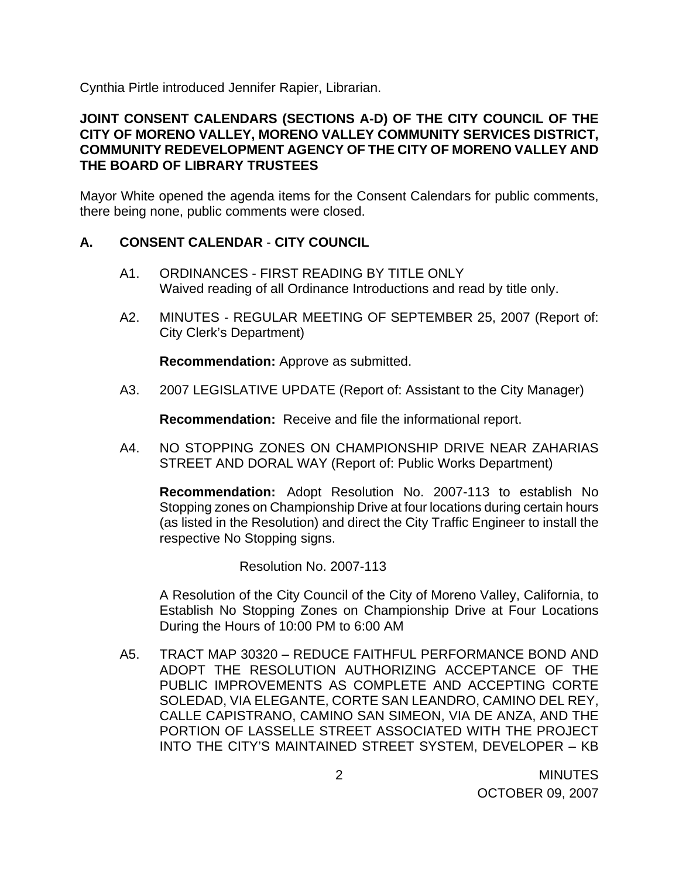Cynthia Pirtle introduced Jennifer Rapier, Librarian.

**JOINT CONSENT CALENDARS (SECTIONS A-D) OF THE CITY COUNCIL OF THE CITY OF MORENO VALLEY, MORENO VALLEY COMMUNITY SERVICES DISTRICT, COMMUNITY REDEVELOPMENT AGENCY OF THE CITY OF MORENO VALLEY AND THE BOARD OF LIBRARY TRUSTEES**

Mayor White opened the agenda items for the Consent Calendars for public comments, there being none, public comments were closed.

**A. CONSENT CALENDAR - CITY COUNCIL**

A1. ORDINANCES - FIRST READING BY TITLE ONLY
Waived reading of all Ordinance Introductions and read by title only.

A2. MINUTES - REGULAR MEETING OF SEPTEMBER 25, 2007 (Report of: City Clerk's Department)

**Recommendation:** Approve as submitted.

A3. 2007 LEGISLATIVE UPDATE (Report of: Assistant to the City Manager)

**Recommendation:** Receive and file the informational report.

A4. NO STOPPING ZONES ON CHAMPIONSHIP DRIVE NEAR ZAHARIAS STREET AND DORAL WAY (Report of: Public Works Department)

**Recommendation:** Adopt Resolution No. 2007-113 to establish No Stopping zones on Championship Drive at four locations during certain hours (as listed in the Resolution) and direct the City Traffic Engineer to install the respective No Stopping signs.

Resolution No. 2007-113

A Resolution of the City Council of the City of Moreno Valley, California, to Establish No Stopping Zones on Championship Drive at Four Locations During the Hours of 10:00 PM to 6:00 AM

A5. TRACT MAP 30320 – REDUCE FAITHFUL PERFORMANCE BOND AND ADOPT THE RESOLUTION AUTHORIZING ACCEPTANCE OF THE PUBLIC IMPROVEMENTS AS COMPLETE AND ACCEPTING CORTE SOLEDAD, VIA ELEGANTE, CORTE SAN LEANDRO, CAMINO DEL REY, CALLE CAPISTRANO, CAMINO SAN SIMEON, VIA DE ANZA, AND THE PORTION OF LASSELLE STREET ASSOCIATED WITH THE PROJECT INTO THE CITY'S MAINTAINED STREET SYSTEM, DEVELOPER – KB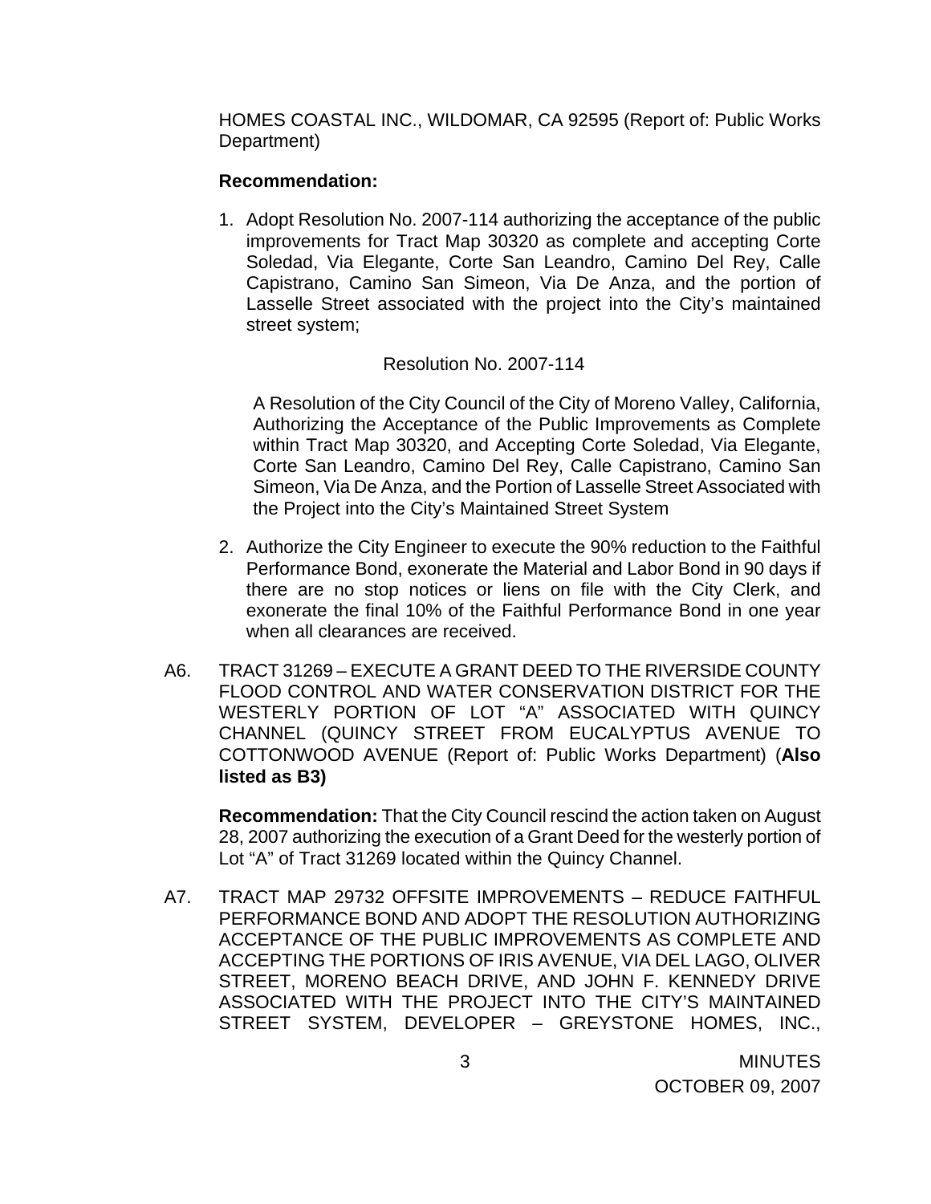HOMES COASTAL INC., WILDOMAR, CA 92595 (Report of: Public Works Department)

**Recommendation:**

1. Adopt Resolution No. 2007-114 authorizing the acceptance of the public improvements for Tract Map 30320 as complete and accepting Corte Soledad, Via Elegante, Corte San Leandro, Camino Del Rey, Calle Capistrano, Camino San Simeon, Via De Anza, and the portion of Lasselle Street associated with the project into the City's maintained street system;

Resolution No. 2007-114

A Resolution of the City Council of the City of Moreno Valley, California, Authorizing the Acceptance of the Public Improvements as Complete within Tract Map 30320, and Accepting Corte Soledad, Via Elegante, Corte San Leandro, Camino Del Rey, Calle Capistrano, Camino San Simeon, Via De Anza, and the Portion of Lasselle Street Associated with the Project into the City's Maintained Street System

2. Authorize the City Engineer to execute the 90% reduction to the Faithful Performance Bond, exonerate the Material and Labor Bond in 90 days if there are no stop notices or liens on file with the City Clerk, and exonerate the final 10% of the Faithful Performance Bond in one year when all clearances are received.

A6. TRACT 31269 – EXECUTE A GRANT DEED TO THE RIVERSIDE COUNTY FLOOD CONTROL AND WATER CONSERVATION DISTRICT FOR THE WESTERLY PORTION OF LOT "A" ASSOCIATED WITH QUINCY CHANNEL (QUINCY STREET FROM EUCALYPTUS AVENUE TO COTTONWOOD AVENUE (Report of: Public Works Department) (**Also listed as B3)**

**Recommendation:** That the City Council rescind the action taken on August 28, 2007 authorizing the execution of a Grant Deed for the westerly portion of Lot "A" of Tract 31269 located within the Quincy Channel.

A7. TRACT MAP 29732 OFFSITE IMPROVEMENTS – REDUCE FAITHFUL PERFORMANCE BOND AND ADOPT THE RESOLUTION AUTHORIZING ACCEPTANCE OF THE PUBLIC IMPROVEMENTS AS COMPLETE AND ACCEPTING THE PORTIONS OF IRIS AVENUE, VIA DEL LAGO, OLIVER STREET, MORENO BEACH DRIVE, AND JOHN F. KENNEDY DRIVE ASSOCIATED WITH THE PROJECT INTO THE CITY'S MAINTAINED STREET SYSTEM, DEVELOPER – GREYSTONE HOMES, INC.,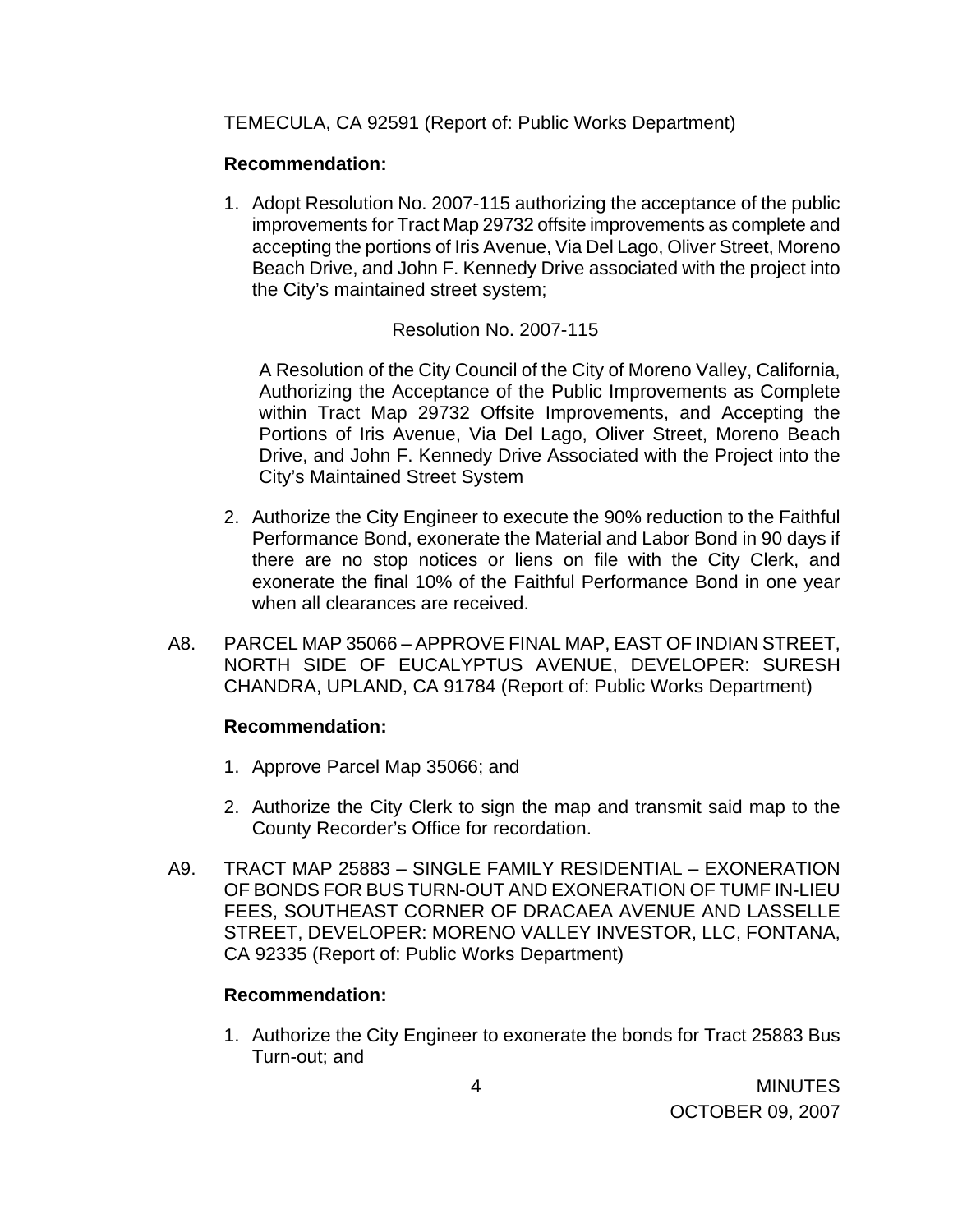TEMECULA, CA 92591 (Report of: Public Works Department)

**Recommendation:**

1. Adopt Resolution No. 2007-115 authorizing the acceptance of the public improvements for Tract Map 29732 offsite improvements as complete and accepting the portions of Iris Avenue, Via Del Lago, Oliver Street, Moreno Beach Drive, and John F. Kennedy Drive associated with the project into the City's maintained street system;

   Resolution No. 2007-115

   A Resolution of the City Council of the City of Moreno Valley, California, Authorizing the Acceptance of the Public Improvements as Complete within Tract Map 29732 Offsite Improvements, and Accepting the Portions of Iris Avenue, Via Del Lago, Oliver Street, Moreno Beach Drive, and John F. Kennedy Drive Associated with the Project into the City's Maintained Street System

2. Authorize the City Engineer to execute the 90% reduction to the Faithful Performance Bond, exonerate the Material and Labor Bond in 90 days if there are no stop notices or liens on file with the City Clerk, and exonerate the final 10% of the Faithful Performance Bond in one year when all clearances are received.

A8. PARCEL MAP 35066 – APPROVE FINAL MAP, EAST OF INDIAN STREET, NORTH SIDE OF EUCALYPTUS AVENUE, DEVELOPER: SURESH CHANDRA, UPLAND, CA 91784 (Report of: Public Works Department)

**Recommendation:**

1. Approve Parcel Map 35066; and

2. Authorize the City Clerk to sign the map and transmit said map to the County Recorder's Office for recordation.

A9. TRACT MAP 25883 – SINGLE FAMILY RESIDENTIAL – EXONERATION OF BONDS FOR BUS TURN-OUT AND EXONERATION OF TUMF IN-LIEU FEES, SOUTHEAST CORNER OF DRACAEA AVENUE AND LASSELLE STREET, DEVELOPER: MORENO VALLEY INVESTOR, LLC, FONTANA, CA 92335 (Report of: Public Works Department)

**Recommendation:**

1. Authorize the City Engineer to exonerate the bonds for Tract 25883 Bus Turn-out; and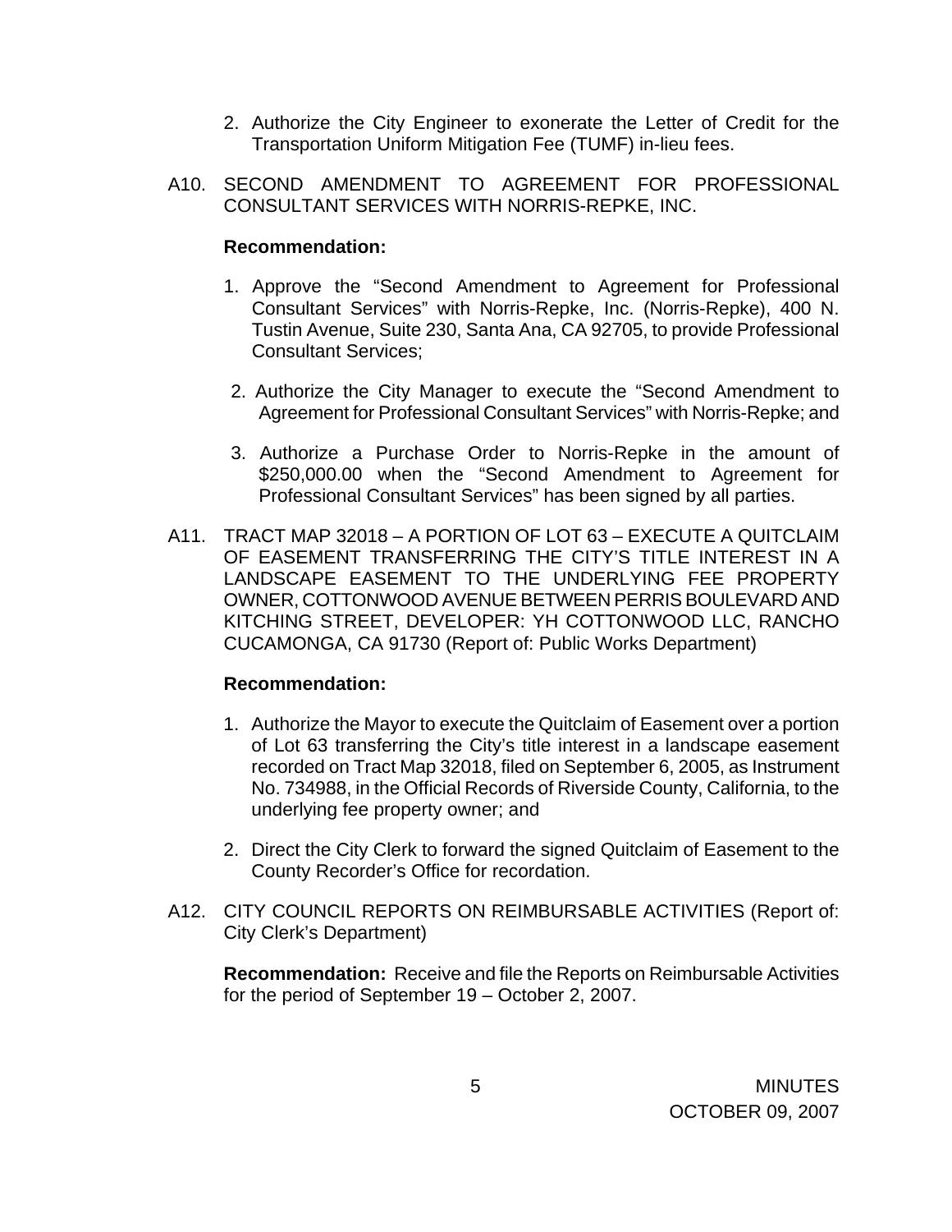2. Authorize the City Engineer to exonerate the Letter of Credit for the Transportation Uniform Mitigation Fee (TUMF) in-lieu fees.

A10. SECOND AMENDMENT TO AGREEMENT FOR PROFESSIONAL CONSULTANT SERVICES WITH NORRIS-REPKE, INC.

**Recommendation:**

1. Approve the "Second Amendment to Agreement for Professional Consultant Services" with Norris-Repke, Inc. (Norris-Repke), 400 N. Tustin Avenue, Suite 230, Santa Ana, CA 92705, to provide Professional Consultant Services;
2. Authorize the City Manager to execute the "Second Amendment to Agreement for Professional Consultant Services" with Norris-Repke; and
3. Authorize a Purchase Order to Norris-Repke in the amount of $250,000.00 when the "Second Amendment to Agreement for Professional Consultant Services" has been signed by all parties.

A11. TRACT MAP 32018 – A PORTION OF LOT 63 – EXECUTE A QUITCLAIM OF EASEMENT TRANSFERRING THE CITY'S TITLE INTEREST IN A LANDSCAPE EASEMENT TO THE UNDERLYING FEE PROPERTY OWNER, COTTONWOOD AVENUE BETWEEN PERRIS BOULEVARD AND KITCHING STREET, DEVELOPER: YH COTTONWOOD LLC, RANCHO CUCAMONGA, CA 91730 (Report of: Public Works Department)

**Recommendation:**

1. Authorize the Mayor to execute the Quitclaim of Easement over a portion of Lot 63 transferring the City's title interest in a landscape easement recorded on Tract Map 32018, filed on September 6, 2005, as Instrument No. 734988, in the Official Records of Riverside County, California, to the underlying fee property owner; and
2. Direct the City Clerk to forward the signed Quitclaim of Easement to the County Recorder's Office for recordation.

A12. CITY COUNCIL REPORTS ON REIMBURSABLE ACTIVITIES (Report of: City Clerk's Department)

**Recommendation:** Receive and file the Reports on Reimbursable Activities for the period of September 19 – October 2, 2007.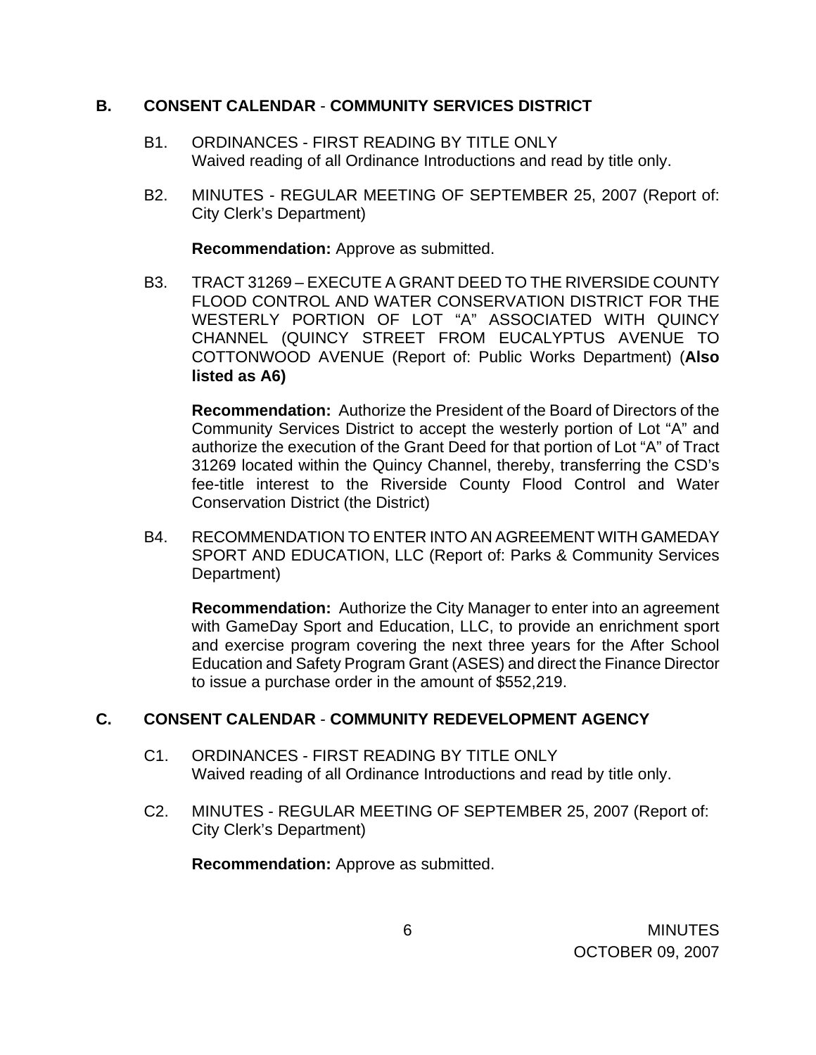## B. CONSENT CALENDAR - COMMUNITY SERVICES DISTRICT

B1. ORDINANCES - FIRST READING BY TITLE ONLY
Waived reading of all Ordinance Introductions and read by title only.

B2. MINUTES - REGULAR MEETING OF SEPTEMBER 25, 2007 (Report of: City Clerk's Department)

**Recommendation:** Approve as submitted.

B3. TRACT 31269 – EXECUTE A GRANT DEED TO THE RIVERSIDE COUNTY FLOOD CONTROL AND WATER CONSERVATION DISTRICT FOR THE WESTERLY PORTION OF LOT "A" ASSOCIATED WITH QUINCY CHANNEL (QUINCY STREET FROM EUCALYPTUS AVENUE TO COTTONWOOD AVENUE (Report of: Public Works Department) (**Also listed as A6)**

**Recommendation:** Authorize the President of the Board of Directors of the Community Services District to accept the westerly portion of Lot "A" and authorize the execution of the Grant Deed for that portion of Lot "A" of Tract 31269 located within the Quincy Channel, thereby, transferring the CSD's fee-title interest to the Riverside County Flood Control and Water Conservation District (the District)

B4. RECOMMENDATION TO ENTER INTO AN AGREEMENT WITH GAMEDAY SPORT AND EDUCATION, LLC (Report of: Parks & Community Services Department)

**Recommendation:** Authorize the City Manager to enter into an agreement with GameDay Sport and Education, LLC, to provide an enrichment sport and exercise program covering the next three years for the After School Education and Safety Program Grant (ASES) and direct the Finance Director to issue a purchase order in the amount of $552,219.

## C. CONSENT CALENDAR - COMMUNITY REDEVELOPMENT AGENCY

C1. ORDINANCES - FIRST READING BY TITLE ONLY
Waived reading of all Ordinance Introductions and read by title only.

C2. MINUTES - REGULAR MEETING OF SEPTEMBER 25, 2007 (Report of: City Clerk's Department)

**Recommendation:** Approve as submitted.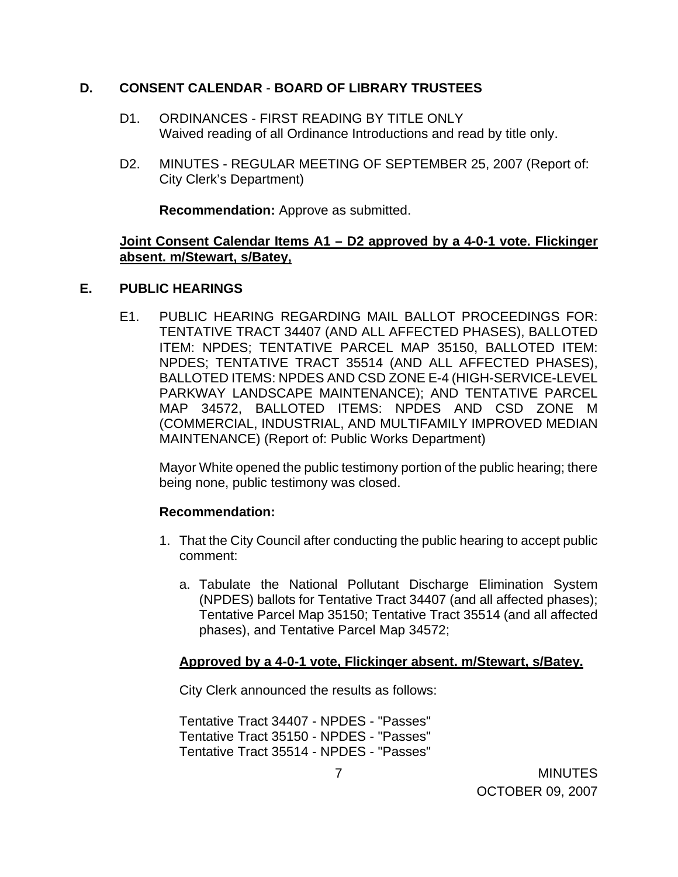## D. CONSENT CALENDAR - BOARD OF LIBRARY TRUSTEES

D1. ORDINANCES - FIRST READING BY TITLE ONLY
Waived reading of all Ordinance Introductions and read by title only.

D2. MINUTES - REGULAR MEETING OF SEPTEMBER 25, 2007 (Report of: City Clerk's Department)

**Recommendation:** Approve as submitted.

**Joint Consent Calendar Items A1 – D2 approved by a 4-0-1 vote. Flickinger absent. m/Stewart, s/Batey,**

## E. PUBLIC HEARINGS

E1. PUBLIC HEARING REGARDING MAIL BALLOT PROCEEDINGS FOR: TENTATIVE TRACT 34407 (AND ALL AFFECTED PHASES), BALLOTED ITEM: NPDES; TENTATIVE PARCEL MAP 35150, BALLOTED ITEM: NPDES; TENTATIVE TRACT 35514 (AND ALL AFFECTED PHASES), BALLOTED ITEMS: NPDES AND CSD ZONE E-4 (HIGH-SERVICE-LEVEL PARKWAY LANDSCAPE MAINTENANCE); AND TENTATIVE PARCEL MAP 34572, BALLOTED ITEMS: NPDES AND CSD ZONE M (COMMERCIAL, INDUSTRIAL, AND MULTIFAMILY IMPROVED MEDIAN MAINTENANCE) (Report of: Public Works Department)

Mayor White opened the public testimony portion of the public hearing; there being none, public testimony was closed.

**Recommendation:**

1. That the City Council after conducting the public hearing to accept public comment:

   a. Tabulate the National Pollutant Discharge Elimination System (NPDES) ballots for Tentative Tract 34407 (and all affected phases); Tentative Parcel Map 35150; Tentative Tract 35514 (and all affected phases), and Tentative Parcel Map 34572;

**Approved by a 4-0-1 vote, Flickinger absent. m/Stewart, s/Batey.**

City Clerk announced the results as follows:

Tentative Tract 34407 - NPDES - "Passes"
Tentative Tract 35150 - NPDES - "Passes"
Tentative Tract 35514 - NPDES - "Passes"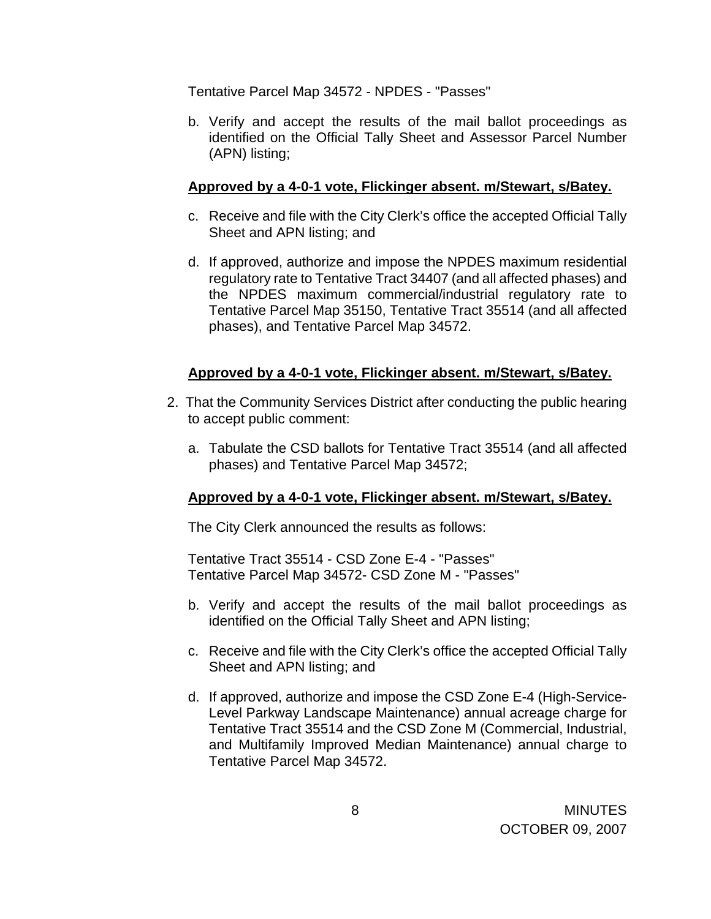Tentative Parcel Map 34572 - NPDES - "Passes"

b. Verify and accept the results of the mail ballot proceedings as identified on the Official Tally Sheet and Assessor Parcel Number (APN) listing;

**<u>Approved by a 4-0-1 vote, Flickinger absent. m/Stewart, s/Batey.</u>**

c. Receive and file with the City Clerk's office the accepted Official Tally Sheet and APN listing; and

d. If approved, authorize and impose the NPDES maximum residential regulatory rate to Tentative Tract 34407 (and all affected phases) and the NPDES maximum commercial/industrial regulatory rate to Tentative Parcel Map 35150, Tentative Tract 35514 (and all affected phases), and Tentative Parcel Map 34572.

**<u>Approved by a 4-0-1 vote, Flickinger absent. m/Stewart, s/Batey.</u>**

2. That the Community Services District after conducting the public hearing to accept public comment:

a. Tabulate the CSD ballots for Tentative Tract 35514 (and all affected phases) and Tentative Parcel Map 34572;

**<u>Approved by a 4-0-1 vote, Flickinger absent. m/Stewart, s/Batey.</u>**

The City Clerk announced the results as follows:

Tentative Tract 35514 - CSD Zone E-4 - "Passes"
Tentative Parcel Map 34572- CSD Zone M - "Passes"

b. Verify and accept the results of the mail ballot proceedings as identified on the Official Tally Sheet and APN listing;

c. Receive and file with the City Clerk's office the accepted Official Tally Sheet and APN listing; and

d. If approved, authorize and impose the CSD Zone E-4 (High-Service-Level Parkway Landscape Maintenance) annual acreage charge for Tentative Tract 35514 and the CSD Zone M (Commercial, Industrial, and Multifamily Improved Median Maintenance) annual charge to Tentative Parcel Map 34572.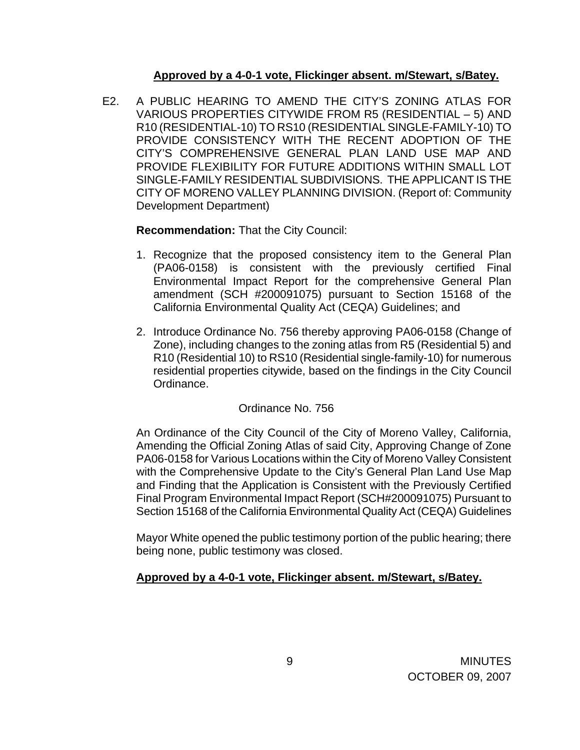**<u>Approved by a 4-0-1 vote, Flickinger absent. m/Stewart, s/Batey.</u>**

E2. A PUBLIC HEARING TO AMEND THE CITY'S ZONING ATLAS FOR VARIOUS PROPERTIES CITYWIDE FROM R5 (RESIDENTIAL – 5) AND R10 (RESIDENTIAL-10) TO RS10 (RESIDENTIAL SINGLE-FAMILY-10) TO PROVIDE CONSISTENCY WITH THE RECENT ADOPTION OF THE CITY'S COMPREHENSIVE GENERAL PLAN LAND USE MAP AND PROVIDE FLEXIBILITY FOR FUTURE ADDITIONS WITHIN SMALL LOT SINGLE-FAMILY RESIDENTIAL SUBDIVISIONS. THE APPLICANT IS THE CITY OF MORENO VALLEY PLANNING DIVISION. (Report of: Community Development Department)

**Recommendation:** That the City Council:

1. Recognize that the proposed consistency item to the General Plan (PA06-0158) is consistent with the previously certified Final Environmental Impact Report for the comprehensive General Plan amendment (SCH #200091075) pursuant to Section 15168 of the California Environmental Quality Act (CEQA) Guidelines; and
2. Introduce Ordinance No. 756 thereby approving PA06-0158 (Change of Zone), including changes to the zoning atlas from R5 (Residential 5) and R10 (Residential 10) to RS10 (Residential single-family-10) for numerous residential properties citywide, based on the findings in the City Council Ordinance.

Ordinance No. 756

An Ordinance of the City Council of the City of Moreno Valley, California, Amending the Official Zoning Atlas of said City, Approving Change of Zone PA06-0158 for Various Locations within the City of Moreno Valley Consistent with the Comprehensive Update to the City's General Plan Land Use Map and Finding that the Application is Consistent with the Previously Certified Final Program Environmental Impact Report (SCH#200091075) Pursuant to Section 15168 of the California Environmental Quality Act (CEQA) Guidelines

Mayor White opened the public testimony portion of the public hearing; there being none, public testimony was closed.

**<u>Approved by a 4-0-1 vote, Flickinger absent. m/Stewart, s/Batey.</u>**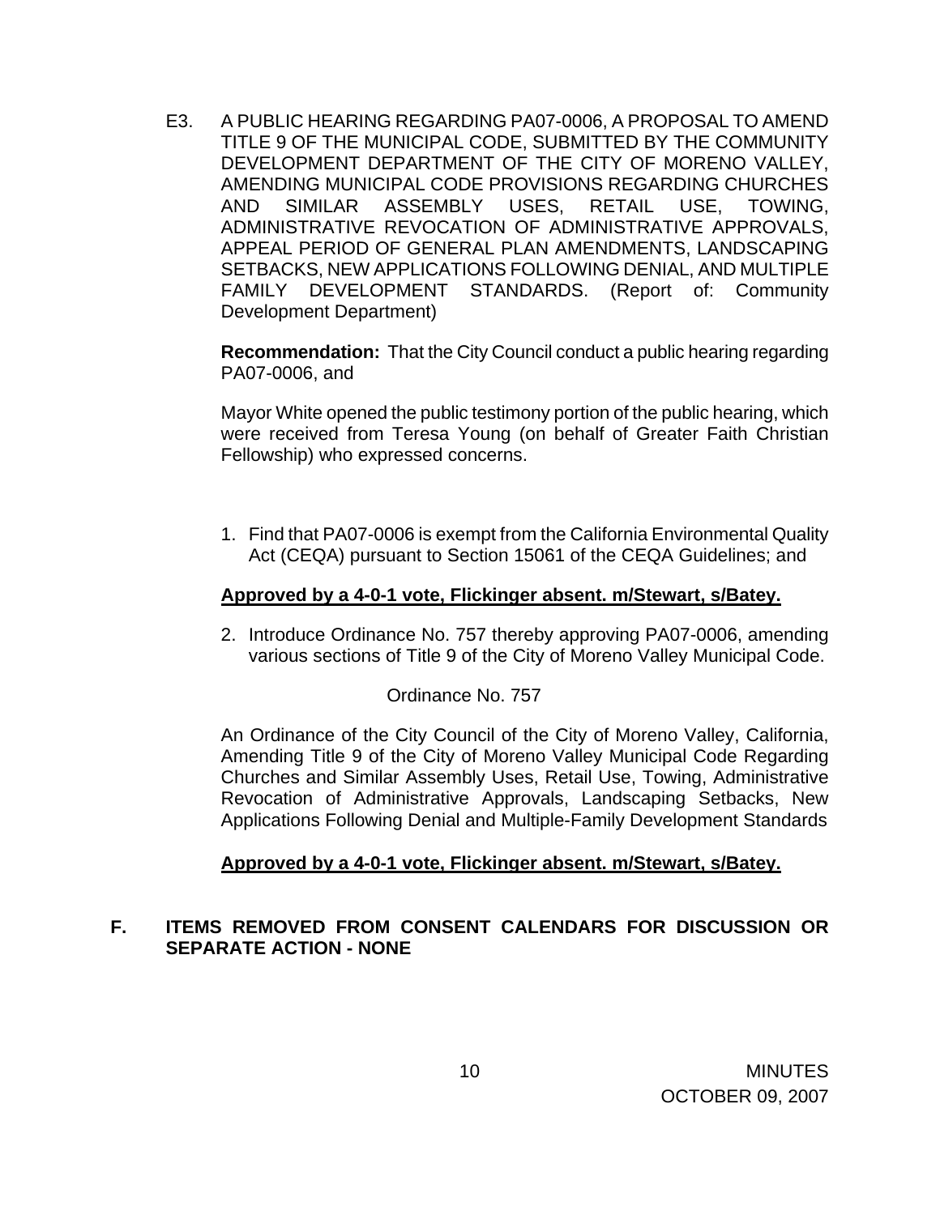E3. A PUBLIC HEARING REGARDING PA07-0006, A PROPOSAL TO AMEND TITLE 9 OF THE MUNICIPAL CODE, SUBMITTED BY THE COMMUNITY DEVELOPMENT DEPARTMENT OF THE CITY OF MORENO VALLEY, AMENDING MUNICIPAL CODE PROVISIONS REGARDING CHURCHES AND SIMILAR ASSEMBLY USES, RETAIL USE, TOWING, ADMINISTRATIVE REVOCATION OF ADMINISTRATIVE APPROVALS, APPEAL PERIOD OF GENERAL PLAN AMENDMENTS, LANDSCAPING SETBACKS, NEW APPLICATIONS FOLLOWING DENIAL, AND MULTIPLE FAMILY DEVELOPMENT STANDARDS. (Report of: Community Development Department)

**Recommendation:** That the City Council conduct a public hearing regarding PA07-0006, and

Mayor White opened the public testimony portion of the public hearing, which were received from Teresa Young (on behalf of Greater Faith Christian Fellowship) who expressed concerns.

1. Find that PA07-0006 is exempt from the California Environmental Quality Act (CEQA) pursuant to Section 15061 of the CEQA Guidelines; and

**Approved by a 4-0-1 vote, Flickinger absent. m/Stewart, s/Batey.**

2. Introduce Ordinance No. 757 thereby approving PA07-0006, amending various sections of Title 9 of the City of Moreno Valley Municipal Code.

Ordinance No. 757

An Ordinance of the City Council of the City of Moreno Valley, California, Amending Title 9 of the City of Moreno Valley Municipal Code Regarding Churches and Similar Assembly Uses, Retail Use, Towing, Administrative Revocation of Administrative Approvals, Landscaping Setbacks, New Applications Following Denial and Multiple-Family Development Standards

**Approved by a 4-0-1 vote, Flickinger absent. m/Stewart, s/Batey.**

## F. ITEMS REMOVED FROM CONSENT CALENDARS FOR DISCUSSION OR SEPARATE ACTION - NONE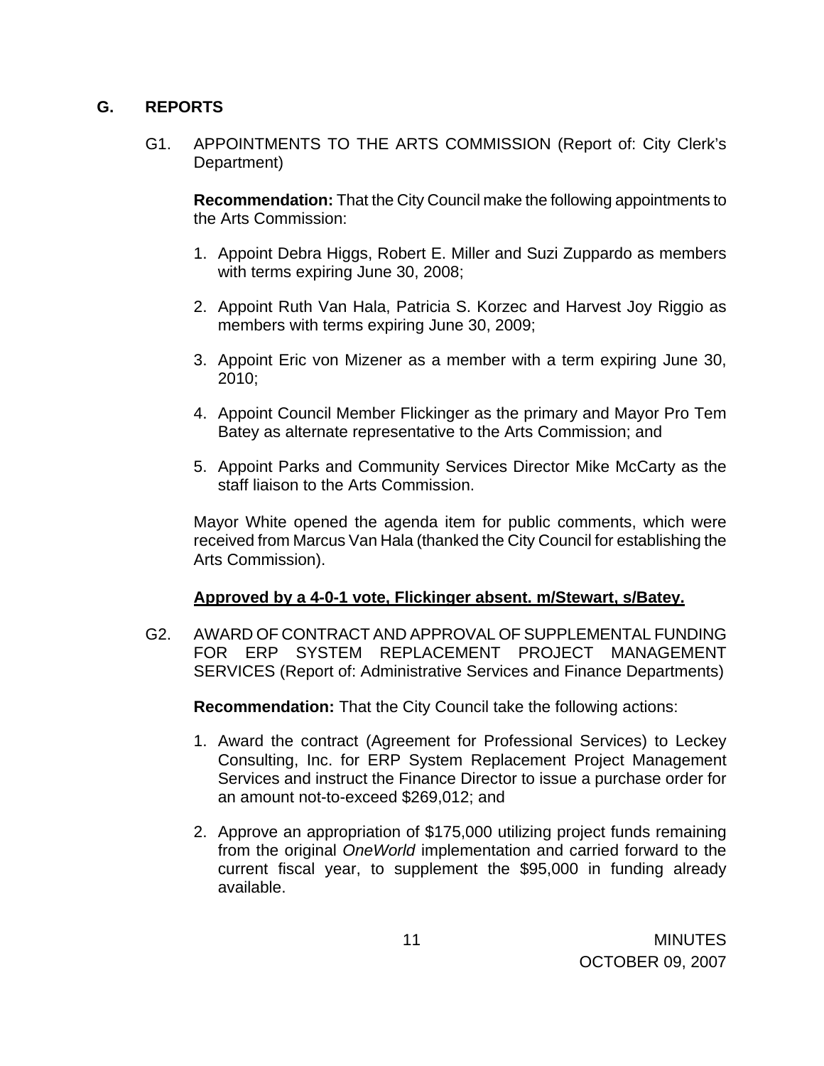## G. REPORTS

G1. APPOINTMENTS TO THE ARTS COMMISSION (Report of: City Clerk's Department)

**Recommendation:** That the City Council make the following appointments to the Arts Commission:

1. Appoint Debra Higgs, Robert E. Miller and Suzi Zuppardo as members with terms expiring June 30, 2008;
2. Appoint Ruth Van Hala, Patricia S. Korzec and Harvest Joy Riggio as members with terms expiring June 30, 2009;
3. Appoint Eric von Mizener as a member with a term expiring June 30, 2010;
4. Appoint Council Member Flickinger as the primary and Mayor Pro Tem Batey as alternate representative to the Arts Commission; and
5. Appoint Parks and Community Services Director Mike McCarty as the staff liaison to the Arts Commission.

Mayor White opened the agenda item for public comments, which were received from Marcus Van Hala (thanked the City Council for establishing the Arts Commission).

**Approved by a 4-0-1 vote, Flickinger absent. m/Stewart, s/Batey.**

G2. AWARD OF CONTRACT AND APPROVAL OF SUPPLEMENTAL FUNDING FOR ERP SYSTEM REPLACEMENT PROJECT MANAGEMENT SERVICES (Report of: Administrative Services and Finance Departments)

**Recommendation:** That the City Council take the following actions:

1. Award the contract (Agreement for Professional Services) to Leckey Consulting, Inc. for ERP System Replacement Project Management Services and instruct the Finance Director to issue a purchase order for an amount not-to-exceed $269,012; and
2. Approve an appropriation of $175,000 utilizing project funds remaining from the original *OneWorld* implementation and carried forward to the current fiscal year, to supplement the $95,000 in funding already available.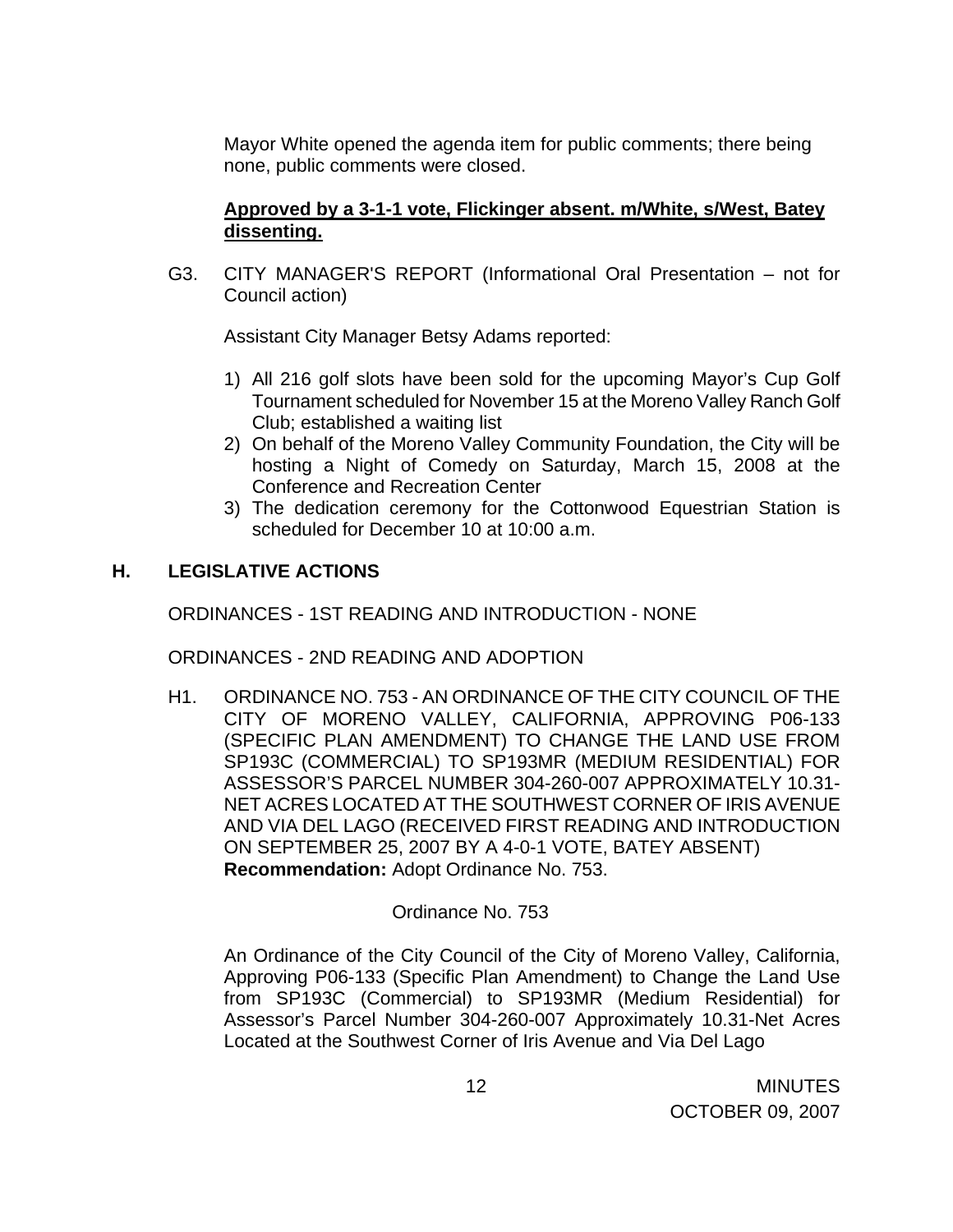Mayor White opened the agenda item for public comments; there being none, public comments were closed.

**Approved by a 3-1-1 vote, Flickinger absent. m/White, s/West, Batey dissenting.**

G3. CITY MANAGER'S REPORT (Informational Oral Presentation – not for Council action)

Assistant City Manager Betsy Adams reported:

1) All 216 golf slots have been sold for the upcoming Mayor's Cup Golf Tournament scheduled for November 15 at the Moreno Valley Ranch Golf Club; established a waiting list
2) On behalf of the Moreno Valley Community Foundation, the City will be hosting a Night of Comedy on Saturday, March 15, 2008 at the Conference and Recreation Center
3) The dedication ceremony for the Cottonwood Equestrian Station is scheduled for December 10 at 10:00 a.m.

## H. LEGISLATIVE ACTIONS

ORDINANCES - 1ST READING AND INTRODUCTION - NONE

ORDINANCES - 2ND READING AND ADOPTION

H1. ORDINANCE NO. 753 - AN ORDINANCE OF THE CITY COUNCIL OF THE CITY OF MORENO VALLEY, CALIFORNIA, APPROVING P06-133 (SPECIFIC PLAN AMENDMENT) TO CHANGE THE LAND USE FROM SP193C (COMMERCIAL) TO SP193MR (MEDIUM RESIDENTIAL) FOR ASSESSOR'S PARCEL NUMBER 304-260-007 APPROXIMATELY 10.31-NET ACRES LOCATED AT THE SOUTHWEST CORNER OF IRIS AVENUE AND VIA DEL LAGO (RECEIVED FIRST READING AND INTRODUCTION ON SEPTEMBER 25, 2007 BY A 4-0-1 VOTE, BATEY ABSENT)
**Recommendation:** Adopt Ordinance No. 753.

Ordinance No. 753

An Ordinance of the City Council of the City of Moreno Valley, California, Approving P06-133 (Specific Plan Amendment) to Change the Land Use from SP193C (Commercial) to SP193MR (Medium Residential) for Assessor's Parcel Number 304-260-007 Approximately 10.31-Net Acres Located at the Southwest Corner of Iris Avenue and Via Del Lago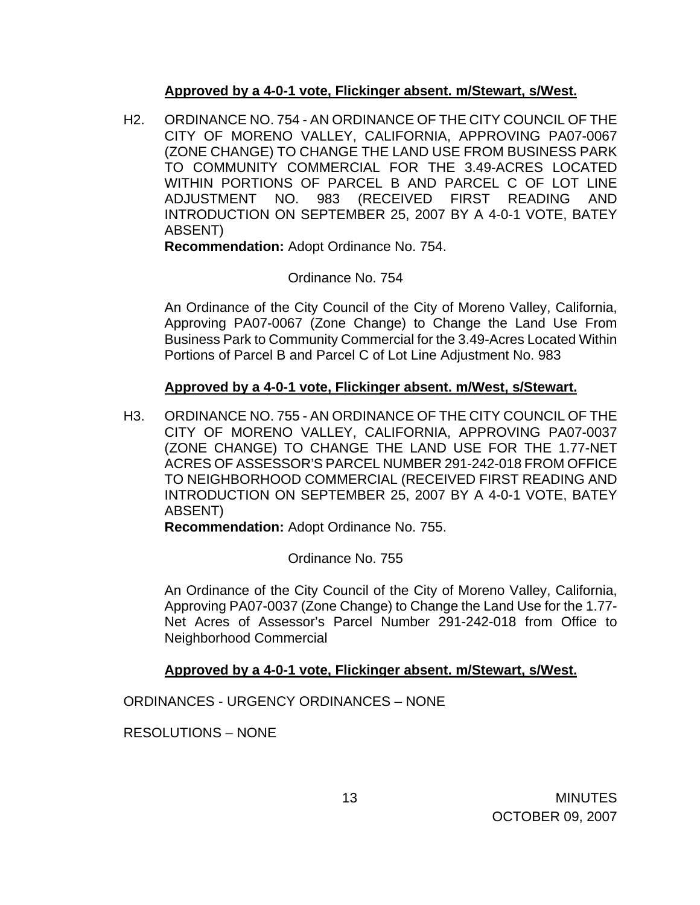**Approved by a 4-0-1 vote, Flickinger absent. m/Stewart, s/West.**

H2. ORDINANCE NO. 754 - AN ORDINANCE OF THE CITY COUNCIL OF THE CITY OF MORENO VALLEY, CALIFORNIA, APPROVING PA07-0067 (ZONE CHANGE) TO CHANGE THE LAND USE FROM BUSINESS PARK TO COMMUNITY COMMERCIAL FOR THE 3.49-ACRES LOCATED WITHIN PORTIONS OF PARCEL B AND PARCEL C OF LOT LINE ADJUSTMENT NO. 983 (RECEIVED FIRST READING AND INTRODUCTION ON SEPTEMBER 25, 2007 BY A 4-0-1 VOTE, BATEY ABSENT)

**Recommendation:** Adopt Ordinance No. 754.

Ordinance No. 754

An Ordinance of the City Council of the City of Moreno Valley, California, Approving PA07-0067 (Zone Change) to Change the Land Use From Business Park to Community Commercial for the 3.49-Acres Located Within Portions of Parcel B and Parcel C of Lot Line Adjustment No. 983

**Approved by a 4-0-1 vote, Flickinger absent. m/West, s/Stewart.**

H3. ORDINANCE NO. 755 - AN ORDINANCE OF THE CITY COUNCIL OF THE CITY OF MORENO VALLEY, CALIFORNIA, APPROVING PA07-0037 (ZONE CHANGE) TO CHANGE THE LAND USE FOR THE 1.77-NET ACRES OF ASSESSOR'S PARCEL NUMBER 291-242-018 FROM OFFICE TO NEIGHBORHOOD COMMERCIAL (RECEIVED FIRST READING AND INTRODUCTION ON SEPTEMBER 25, 2007 BY A 4-0-1 VOTE, BATEY ABSENT)

**Recommendation:** Adopt Ordinance No. 755.

Ordinance No. 755

An Ordinance of the City Council of the City of Moreno Valley, California, Approving PA07-0037 (Zone Change) to Change the Land Use for the 1.77-Net Acres of Assessor's Parcel Number 291-242-018 from Office to Neighborhood Commercial

**Approved by a 4-0-1 vote, Flickinger absent. m/Stewart, s/West.**

ORDINANCES - URGENCY ORDINANCES – NONE

RESOLUTIONS – NONE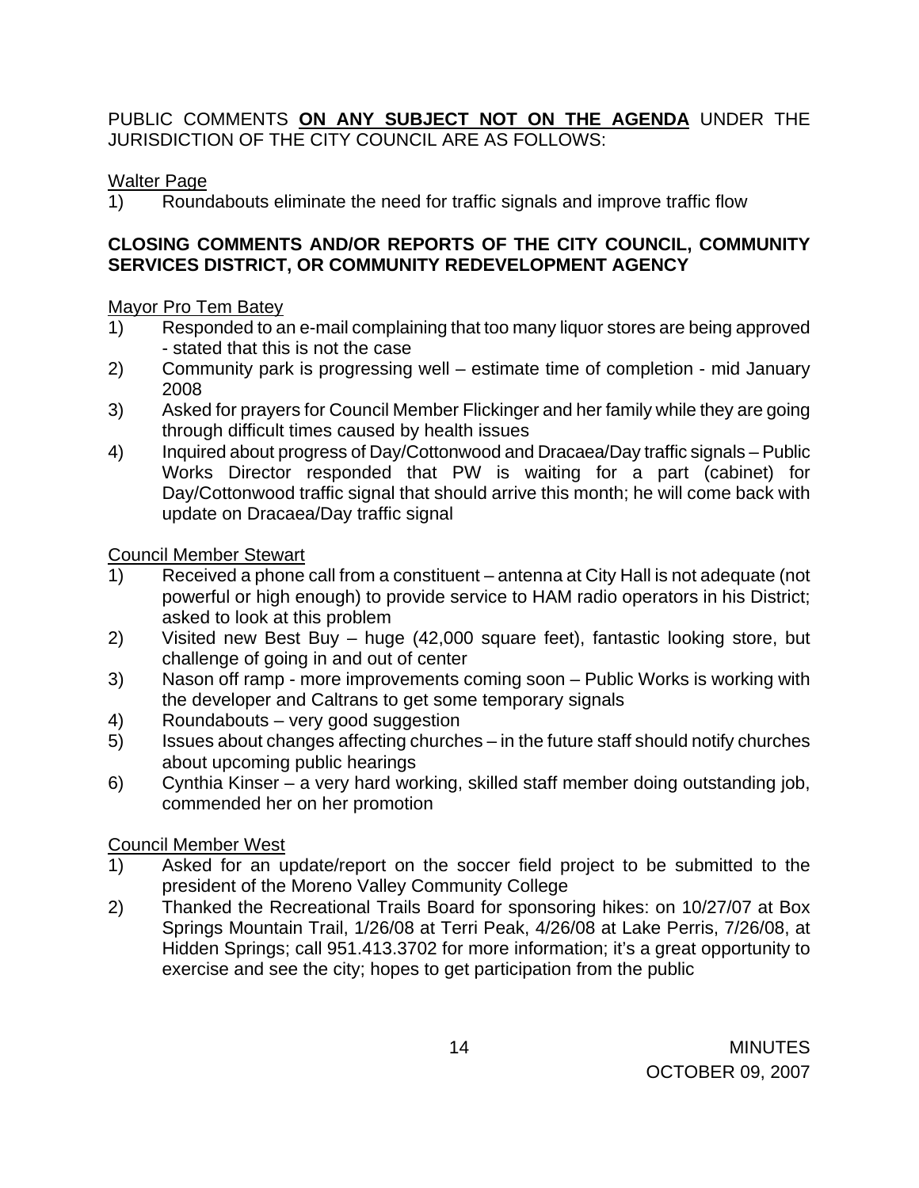PUBLIC COMMENTS **ON ANY SUBJECT NOT ON THE AGENDA** UNDER THE JURISDICTION OF THE CITY COUNCIL ARE AS FOLLOWS:

Walter Page

1) Roundabouts eliminate the need for traffic signals and improve traffic flow

**CLOSING COMMENTS AND/OR REPORTS OF THE CITY COUNCIL, COMMUNITY SERVICES DISTRICT, OR COMMUNITY REDEVELOPMENT AGENCY**

Mayor Pro Tem Batey

1) Responded to an e-mail complaining that too many liquor stores are being approved - stated that this is not the case
2) Community park is progressing well – estimate time of completion - mid January 2008
3) Asked for prayers for Council Member Flickinger and her family while they are going through difficult times caused by health issues
4) Inquired about progress of Day/Cottonwood and Dracaea/Day traffic signals – Public Works Director responded that PW is waiting for a part (cabinet) for Day/Cottonwood traffic signal that should arrive this month; he will come back with update on Dracaea/Day traffic signal

Council Member Stewart

1) Received a phone call from a constituent – antenna at City Hall is not adequate (not powerful or high enough) to provide service to HAM radio operators in his District; asked to look at this problem
2) Visited new Best Buy – huge (42,000 square feet), fantastic looking store, but challenge of going in and out of center
3) Nason off ramp - more improvements coming soon – Public Works is working with the developer and Caltrans to get some temporary signals
4) Roundabouts – very good suggestion
5) Issues about changes affecting churches – in the future staff should notify churches about upcoming public hearings
6) Cynthia Kinser – a very hard working, skilled staff member doing outstanding job, commended her on her promotion

Council Member West

1) Asked for an update/report on the soccer field project to be submitted to the president of the Moreno Valley Community College
2) Thanked the Recreational Trails Board for sponsoring hikes: on 10/27/07 at Box Springs Mountain Trail, 1/26/08 at Terri Peak, 4/26/08 at Lake Perris, 7/26/08, at Hidden Springs; call 951.413.3702 for more information; it's a great opportunity to exercise and see the city; hopes to get participation from the public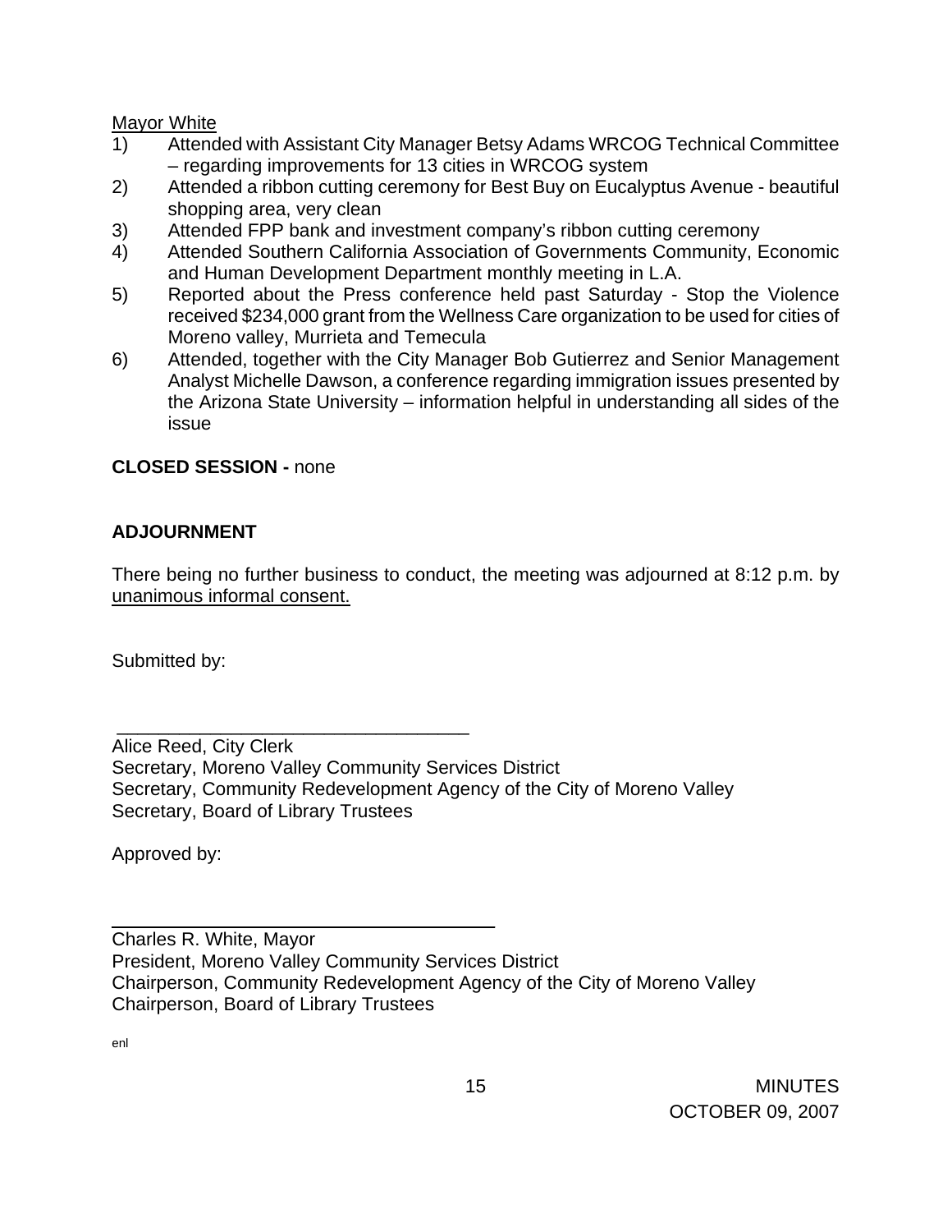Mayor White

1) Attended with Assistant City Manager Betsy Adams WRCOG Technical Committee – regarding improvements for 13 cities in WRCOG system
2) Attended a ribbon cutting ceremony for Best Buy on Eucalyptus Avenue - beautiful shopping area, very clean
3) Attended FPP bank and investment company's ribbon cutting ceremony
4) Attended Southern California Association of Governments Community, Economic and Human Development Department monthly meeting in L.A.
5) Reported about the Press conference held past Saturday - Stop the Violence received $234,000 grant from the Wellness Care organization to be used for cities of Moreno valley, Murrieta and Temecula
6) Attended, together with the City Manager Bob Gutierrez and Senior Management Analyst Michelle Dawson, a conference regarding immigration issues presented by the Arizona State University – information helpful in understanding all sides of the issue

**CLOSED SESSION -** none

**ADJOURNMENT**

There being no further business to conduct, the meeting was adjourned at 8:12 p.m. by unanimous informal consent.

Submitted by:

\_\_\_\_\_\_\_\_\_\_\_\_\_\_\_\_\_\_\_\_\_\_\_\_\_\_\_\_\_\_\_\_\_\_\_

Alice Reed, City Clerk
Secretary, Moreno Valley Community Services District
Secretary, Community Redevelopment Agency of the City of Moreno Valley
Secretary, Board of Library Trustees

Approved by:

\_\_\_\_\_\_\_\_\_\_\_\_\_\_\_\_\_\_\_\_\_\_\_\_\_\_\_\_\_\_\_\_\_\_\_

Charles R. White, Mayor
President, Moreno Valley Community Services District
Chairperson, Community Redevelopment Agency of the City of Moreno Valley
Chairperson, Board of Library Trustees

enl